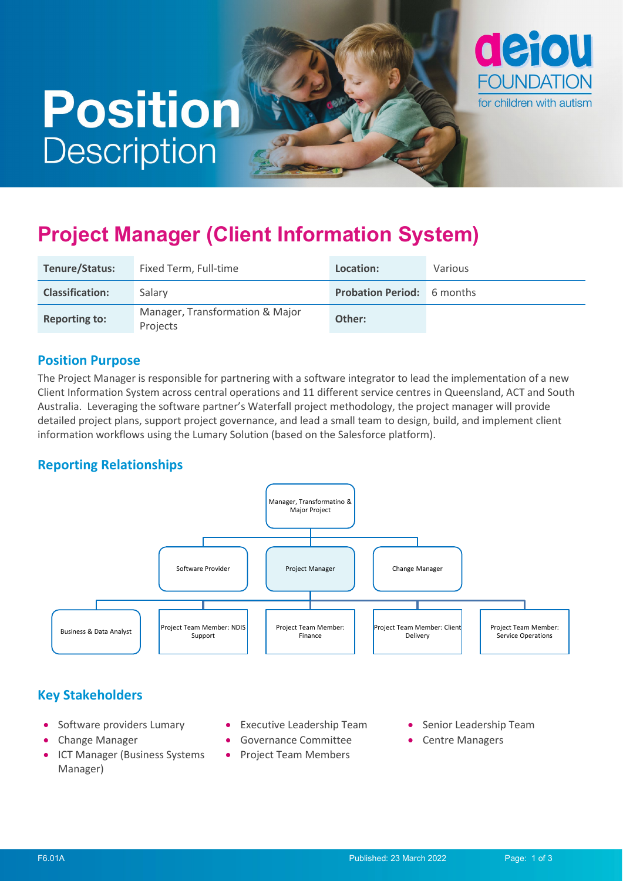# Position Description

## Project Manager (Client Information System)

| Tenure/Status: | Fixed Term, Full-time | Location: | Various |
|---|---|---|---|
| Classification: | Salary | Probation Period: | 6 months |
| Reporting to: | Manager, Transformation & Major Projects | Other: | |

### Position Purpose

The Project Manager is responsible for partnering with a software integrator to lead the implementation of a new Client Information System across central operations and 11 different service centres in Queensland, ACT and South Australia. Leveraging the software partner's Waterfall project methodology, the project manager will provide detailed project plans, support project governance, and lead a small team to design, build, and implement client information workflows using the Lumary Solution (based on the Salesforce platform).

### Reporting Relationships

- Manager, Transformatino & Major Project
  - Software Provider
  - Project Manager
    - Business & Data Analyst
    - Project Team Member: NDIS Support
    - Project Team Member: Finance
    - Project Team Member: Client Delivery
    - Project Team Member: Service Operations
  - Change Manager

### Key Stakeholders

- Software providers Lumary
- Change Manager
- ICT Manager (Business Systems Manager)
- Executive Leadership Team
- Governance Committee
- Project Team Members
- Senior Leadership Team
- Centre Managers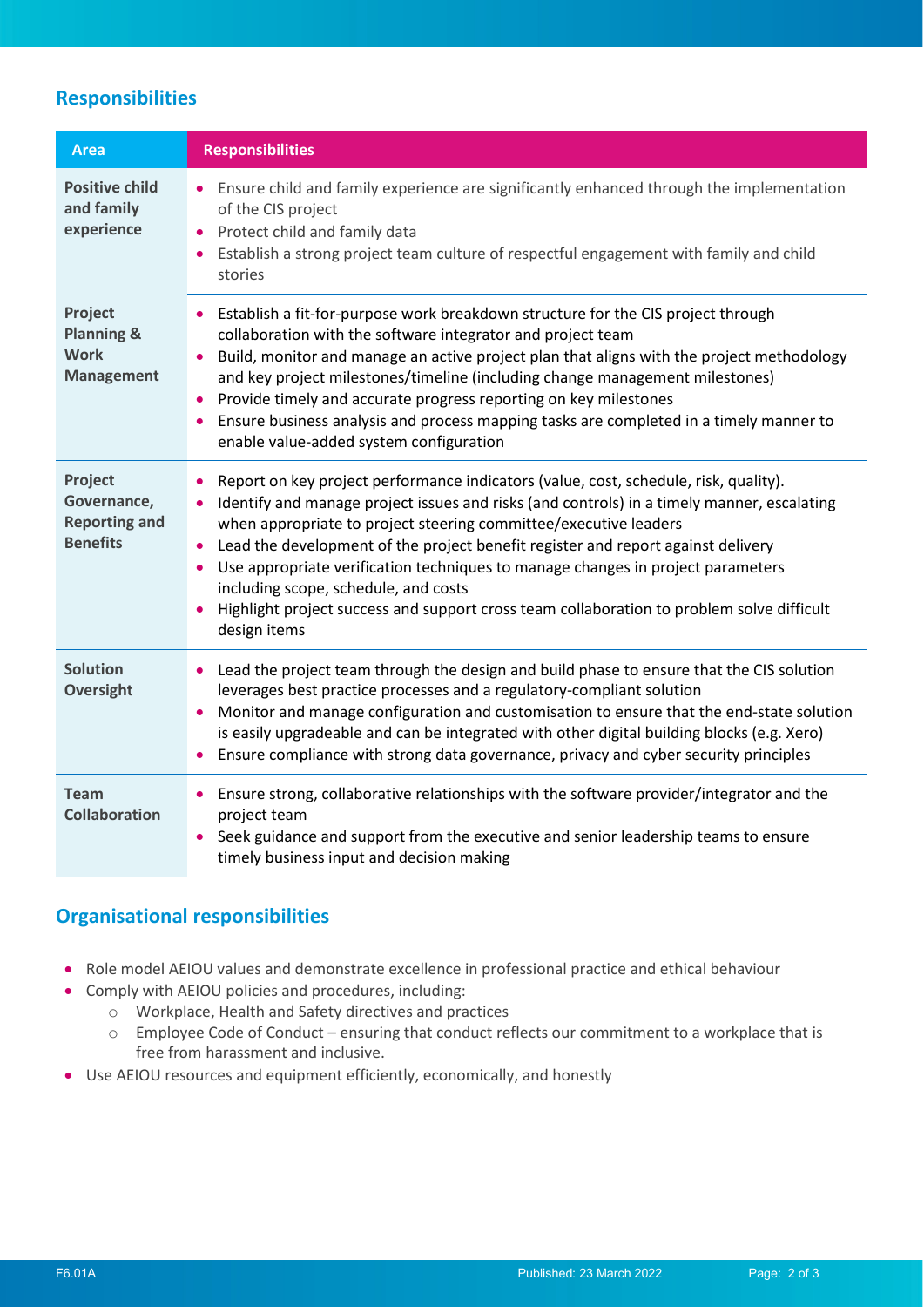## Responsibilities

| Area | Responsibilities |
|---|---|
| **Positive child and family experience** | • Ensure child and family experience are significantly enhanced through the implementation of the CIS project<br>• Protect child and family data<br>• Establish a strong project team culture of respectful engagement with family and child stories |
| **Project Planning & Work Management** | • Establish a fit-for-purpose work breakdown structure for the CIS project through collaboration with the software integrator and project team<br>• Build, monitor and manage an active project plan that aligns with the project methodology and key project milestones/timeline (including change management milestones)<br>• Provide timely and accurate progress reporting on key milestones<br>• Ensure business analysis and process mapping tasks are completed in a timely manner to enable value-added system configuration |
| **Project Governance, Reporting and Benefits** | • Report on key project performance indicators (value, cost, schedule, risk, quality).<br>• Identify and manage project issues and risks (and controls) in a timely manner, escalating when appropriate to project steering committee/executive leaders<br>• Lead the development of the project benefit register and report against delivery<br>• Use appropriate verification techniques to manage changes in project parameters including scope, schedule, and costs<br>• Highlight project success and support cross team collaboration to problem solve difficult design items |
| **Solution Oversight** | • Lead the project team through the design and build phase to ensure that the CIS solution leverages best practice processes and a regulatory-compliant solution<br>• Monitor and manage configuration and customisation to ensure that the end-state solution is easily upgradeable and can be integrated with other digital building blocks (e.g. Xero)<br>• Ensure compliance with strong data governance, privacy and cyber security principles |
| **Team Collaboration** | • Ensure strong, collaborative relationships with the software provider/integrator and the project team<br>• Seek guidance and support from the executive and senior leadership teams to ensure timely business input and decision making |

## Organisational responsibilities

- Role model AEIOU values and demonstrate excellence in professional practice and ethical behaviour
- Comply with AEIOU policies and procedures, including:
    - Workplace, Health and Safety directives and practices
    - Employee Code of Conduct – ensuring that conduct reflects our commitment to a workplace that is free from harassment and inclusive.
- Use AEIOU resources and equipment efficiently, economically, and honestly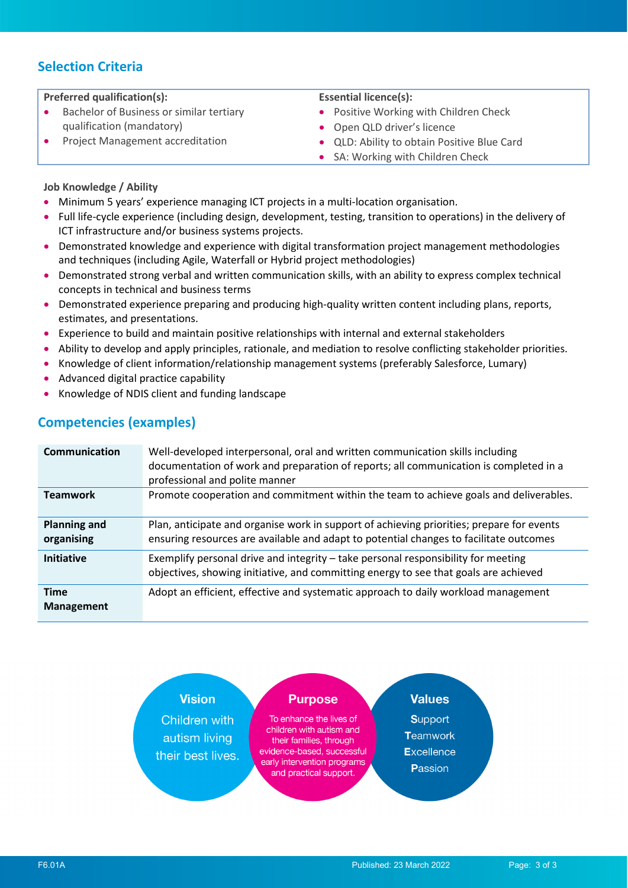## Selection Criteria

| **Preferred qualification(s):** | **Essential licence(s):** |
| --- | --- |
| • Bachelor of Business or similar tertiary qualification (mandatory)<br>• Project Management accreditation | • Positive Working with Children Check<br>• Open QLD driver's licence<br>• QLD: Ability to obtain Positive Blue Card<br>• SA: Working with Children Check |

**Job Knowledge / Ability**

- Minimum 5 years' experience managing ICT projects in a multi-location organisation.
- Full life-cycle experience (including design, development, testing, transition to operations) in the delivery of ICT infrastructure and/or business systems projects.
- Demonstrated knowledge and experience with digital transformation project management methodologies and techniques (including Agile, Waterfall or Hybrid project methodologies)
- Demonstrated strong verbal and written communication skills, with an ability to express complex technical concepts in technical and business terms
- Demonstrated experience preparing and producing high-quality written content including plans, reports, estimates, and presentations.
- Experience to build and maintain positive relationships with internal and external stakeholders
- Ability to develop and apply principles, rationale, and mediation to resolve conflicting stakeholder priorities.
- Knowledge of client information/relationship management systems (preferably Salesforce, Lumary)
- Advanced digital practice capability
- Knowledge of NDIS client and funding landscape

## Competencies (examples)

| | |
| --- | --- |
| **Communication** | Well-developed interpersonal, oral and written communication skills including documentation of work and preparation of reports; all communication is completed in a professional and polite manner |
| **Teamwork** | Promote cooperation and commitment within the team to achieve goals and deliverables. |
| **Planning and organising** | Plan, anticipate and organise work in support of achieving priorities; prepare for events ensuring resources are available and adapt to potential changes to facilitate outcomes |
| **Initiative** | Exemplify personal drive and integrity – take personal responsibility for meeting objectives, showing initiative, and committing energy to see that goals are achieved |
| **Time Management** | Adopt an efficient, effective and systematic approach to daily workload management |

**Vision**
Children with autism living their best lives.

**Purpose**
To enhance the lives of children with autism and their families, through evidence-based, successful early intervention programs and practical support.

**Values**
**S**upport
**T**eamwork
**E**xcellence
**P**assion

F6.01A Published: 23 March 2022